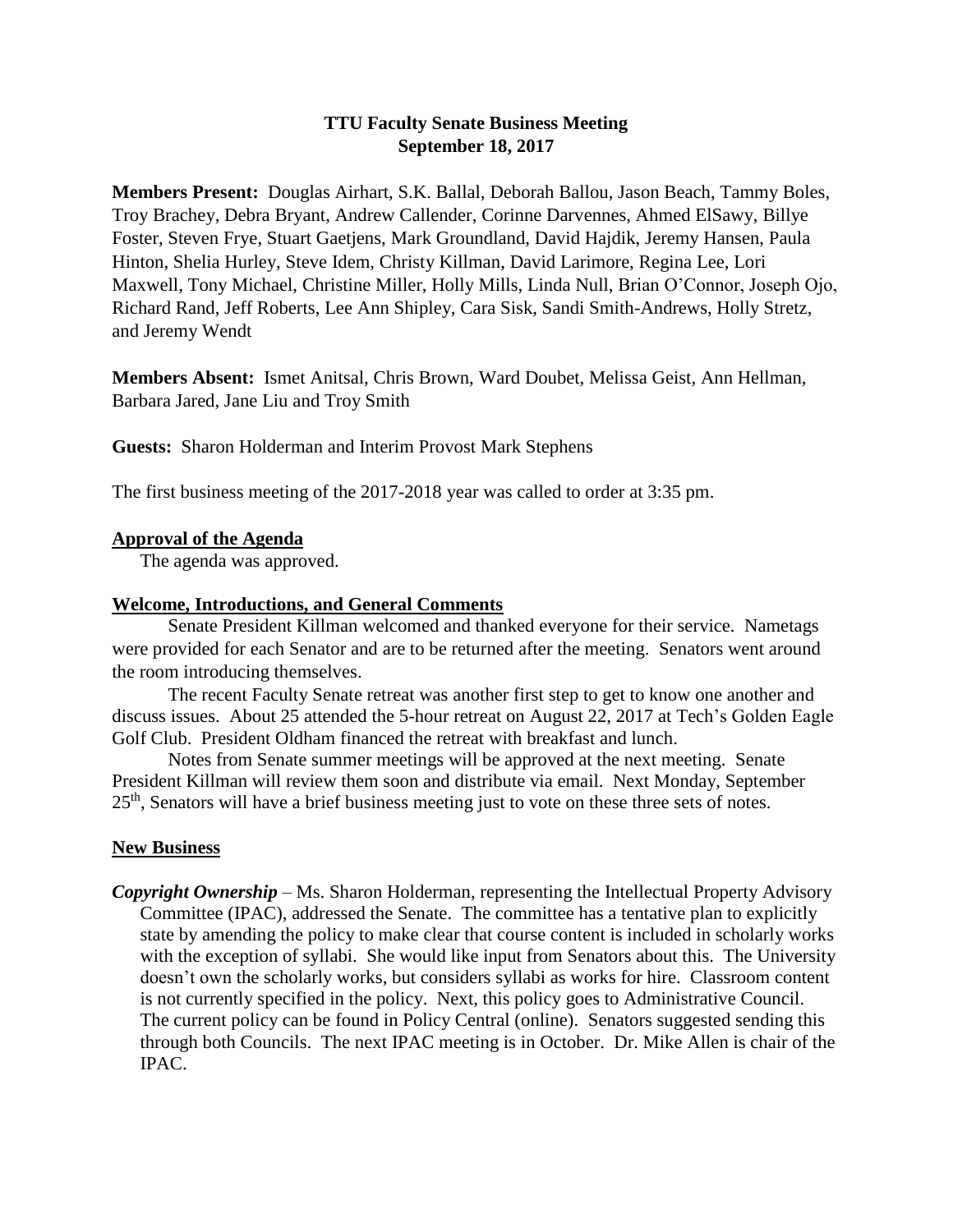# TTU Faculty Senate Business Meeting

## September 18, 2017

**Members Present:** Douglas Airhart, S.K. Ballal, Deborah Ballou, Jason Beach, Tammy Boles, Troy Brachey, Debra Bryant, Andrew Callender, Corinne Darvennes, Ahmed ElSawy, Billye Foster, Steven Frye, Stuart Gaetjens, Mark Groundland, David Hajdik, Jeremy Hansen, Paula Hinton, Shelia Hurley, Steve Idem, Christy Killman, David Larimore, Regina Lee, Lori Maxwell, Tony Michael, Christine Miller, Holly Mills, Linda Null, Brian O'Connor, Joseph Ojo, Richard Rand, Jeff Roberts, Lee Ann Shipley, Cara Sisk, Sandi Smith-Andrews, Holly Stretz, and Jeremy Wendt

**Members Absent:** Ismet Anitsal, Chris Brown, Ward Doubet, Melissa Geist, Ann Hellman, Barbara Jared, Jane Liu and Troy Smith

**Guests:** Sharon Holderman and Interim Provost Mark Stephens

The first business meeting of the 2017-2018 year was called to order at 3:35 pm.

### Approval of the Agenda

The agenda was approved.

### Welcome, Introductions, and General Comments

Senate President Killman welcomed and thanked everyone for their service. Nametags were provided for each Senator and are to be returned after the meeting. Senators went around the room introducing themselves.

The recent Faculty Senate retreat was another first step to get to know one another and discuss issues. About 25 attended the 5-hour retreat on August 22, 2017 at Tech's Golden Eagle Golf Club. President Oldham financed the retreat with breakfast and lunch.

Notes from Senate summer meetings will be approved at the next meeting. Senate President Killman will review them soon and distribute via email. Next Monday, September 25th, Senators will have a brief business meeting just to vote on these three sets of notes.

### New Business

***Copyright Ownership*** – Ms. Sharon Holderman, representing the Intellectual Property Advisory Committee (IPAC), addressed the Senate. The committee has a tentative plan to explicitly state by amending the policy to make clear that course content is included in scholarly works with the exception of syllabi. She would like input from Senators about this. The University doesn't own the scholarly works, but considers syllabi as works for hire. Classroom content is not currently specified in the policy. Next, this policy goes to Administrative Council. The current policy can be found in Policy Central (online). Senators suggested sending this through both Councils. The next IPAC meeting is in October. Dr. Mike Allen is chair of the IPAC.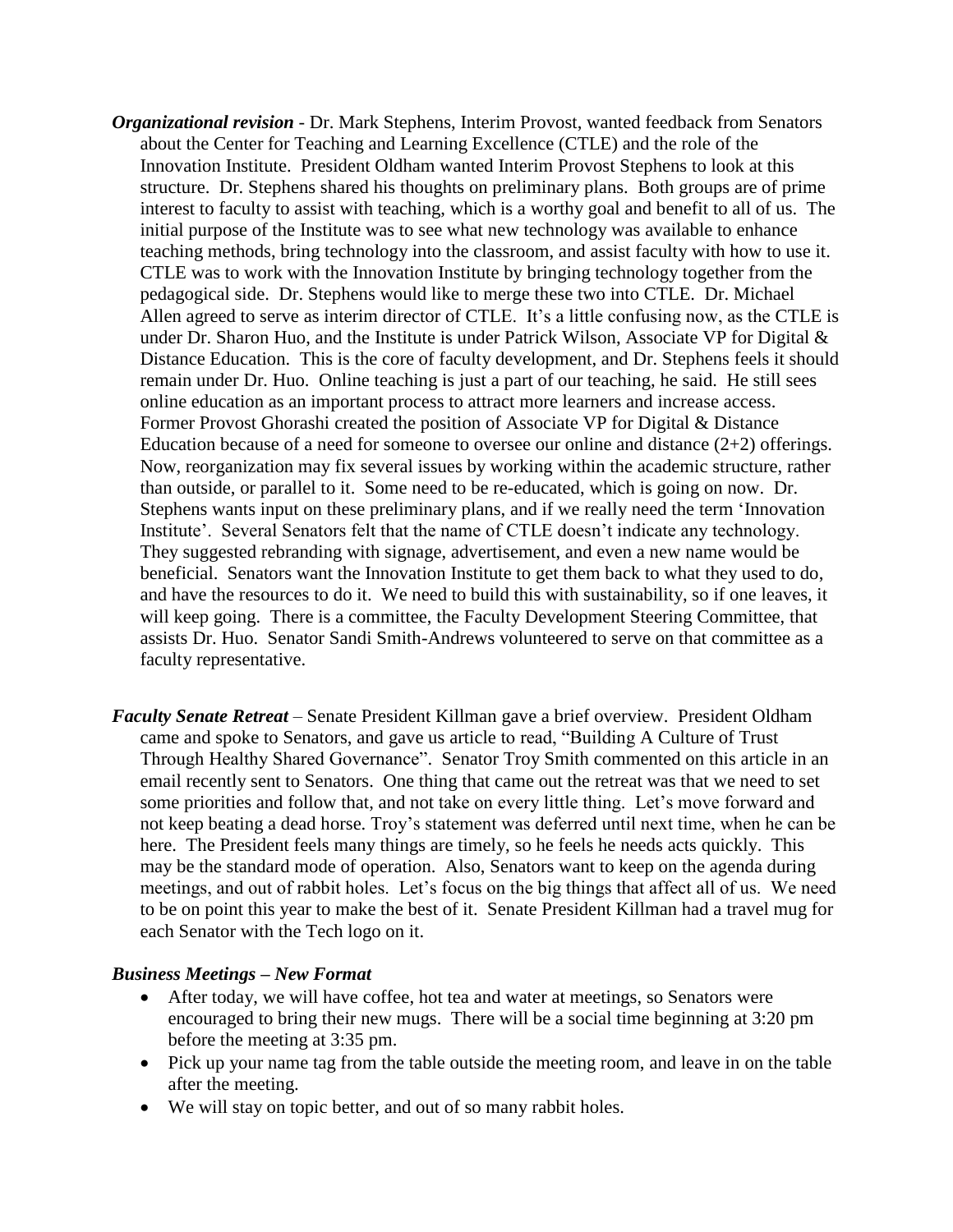***Organizational revision*** - Dr. Mark Stephens, Interim Provost, wanted feedback from Senators about the Center for Teaching and Learning Excellence (CTLE) and the role of the Innovation Institute. President Oldham wanted Interim Provost Stephens to look at this structure. Dr. Stephens shared his thoughts on preliminary plans. Both groups are of prime interest to faculty to assist with teaching, which is a worthy goal and benefit to all of us. The initial purpose of the Institute was to see what new technology was available to enhance teaching methods, bring technology into the classroom, and assist faculty with how to use it. CTLE was to work with the Innovation Institute by bringing technology together from the pedagogical side. Dr. Stephens would like to merge these two into CTLE. Dr. Michael Allen agreed to serve as interim director of CTLE. It's a little confusing now, as the CTLE is under Dr. Sharon Huo, and the Institute is under Patrick Wilson, Associate VP for Digital & Distance Education. This is the core of faculty development, and Dr. Stephens feels it should remain under Dr. Huo. Online teaching is just a part of our teaching, he said. He still sees online education as an important process to attract more learners and increase access. Former Provost Ghorashi created the position of Associate VP for Digital & Distance Education because of a need for someone to oversee our online and distance (2+2) offerings. Now, reorganization may fix several issues by working within the academic structure, rather than outside, or parallel to it. Some need to be re-educated, which is going on now. Dr. Stephens wants input on these preliminary plans, and if we really need the term 'Innovation Institute'. Several Senators felt that the name of CTLE doesn't indicate any technology. They suggested rebranding with signage, advertisement, and even a new name would be beneficial. Senators want the Innovation Institute to get them back to what they used to do, and have the resources to do it. We need to build this with sustainability, so if one leaves, it will keep going. There is a committee, the Faculty Development Steering Committee, that assists Dr. Huo. Senator Sandi Smith-Andrews volunteered to serve on that committee as a faculty representative.

***Faculty Senate Retreat*** – Senate President Killman gave a brief overview. President Oldham came and spoke to Senators, and gave us article to read, "Building A Culture of Trust Through Healthy Shared Governance". Senator Troy Smith commented on this article in an email recently sent to Senators. One thing that came out the retreat was that we need to set some priorities and follow that, and not take on every little thing. Let's move forward and not keep beating a dead horse. Troy's statement was deferred until next time, when he can be here. The President feels many things are timely, so he feels he needs acts quickly. This may be the standard mode of operation. Also, Senators want to keep on the agenda during meetings, and out of rabbit holes. Let's focus on the big things that affect all of us. We need to be on point this year to make the best of it. Senate President Killman had a travel mug for each Senator with the Tech logo on it.

***Business Meetings – New Format***

- After today, we will have coffee, hot tea and water at meetings, so Senators were encouraged to bring their new mugs. There will be a social time beginning at 3:20 pm before the meeting at 3:35 pm.
- Pick up your name tag from the table outside the meeting room, and leave in on the table after the meeting.
- We will stay on topic better, and out of so many rabbit holes.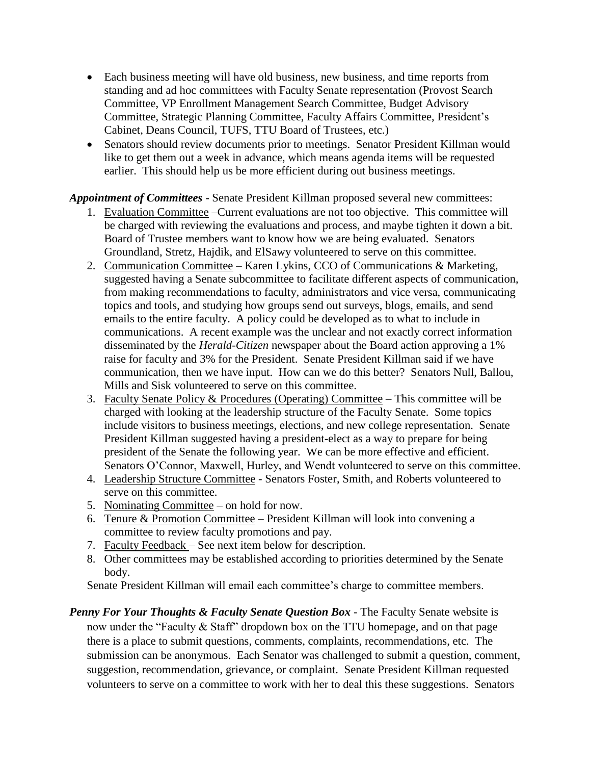- Each business meeting will have old business, new business, and time reports from standing and ad hoc committees with Faculty Senate representation (Provost Search Committee, VP Enrollment Management Search Committee, Budget Advisory Committee, Strategic Planning Committee, Faculty Affairs Committee, President's Cabinet, Deans Council, TUFS, TTU Board of Trustees, etc.)
- Senators should review documents prior to meetings. Senator President Killman would like to get them out a week in advance, which means agenda items will be requested earlier. This should help us be more efficient during out business meetings.

***Appointment of Committees*** - Senate President Killman proposed several new committees:

1. Evaluation Committee –Current evaluations are not too objective. This committee will be charged with reviewing the evaluations and process, and maybe tighten it down a bit. Board of Trustee members want to know how we are being evaluated. Senators Groundland, Stretz, Hajdik, and ElSawy volunteered to serve on this committee.
2. Communication Committee – Karen Lykins, CCO of Communications & Marketing, suggested having a Senate subcommittee to facilitate different aspects of communication, from making recommendations to faculty, administrators and vice versa, communicating topics and tools, and studying how groups send out surveys, blogs, emails, and send emails to the entire faculty. A policy could be developed as to what to include in communications. A recent example was the unclear and not exactly correct information disseminated by the *Herald-Citizen* newspaper about the Board action approving a 1% raise for faculty and 3% for the President. Senate President Killman said if we have communication, then we have input. How can we do this better? Senators Null, Ballou, Mills and Sisk volunteered to serve on this committee.
3. Faculty Senate Policy & Procedures (Operating) Committee – This committee will be charged with looking at the leadership structure of the Faculty Senate. Some topics include visitors to business meetings, elections, and new college representation. Senate President Killman suggested having a president-elect as a way to prepare for being president of the Senate the following year. We can be more effective and efficient. Senators O'Connor, Maxwell, Hurley, and Wendt volunteered to serve on this committee.
4. Leadership Structure Committee - Senators Foster, Smith, and Roberts volunteered to serve on this committee.
5. Nominating Committee – on hold for now.
6. Tenure & Promotion Committee – President Killman will look into convening a committee to review faculty promotions and pay.
7. Faculty Feedback – See next item below for description.
8. Other committees may be established according to priorities determined by the Senate body.

Senate President Killman will email each committee's charge to committee members.

***Penny For Your Thoughts & Faculty Senate Question Box*** - The Faculty Senate website is now under the "Faculty & Staff" dropdown box on the TTU homepage, and on that page there is a place to submit questions, comments, complaints, recommendations, etc. The submission can be anonymous. Each Senator was challenged to submit a question, comment, suggestion, recommendation, grievance, or complaint. Senate President Killman requested volunteers to serve on a committee to work with her to deal this these suggestions. Senators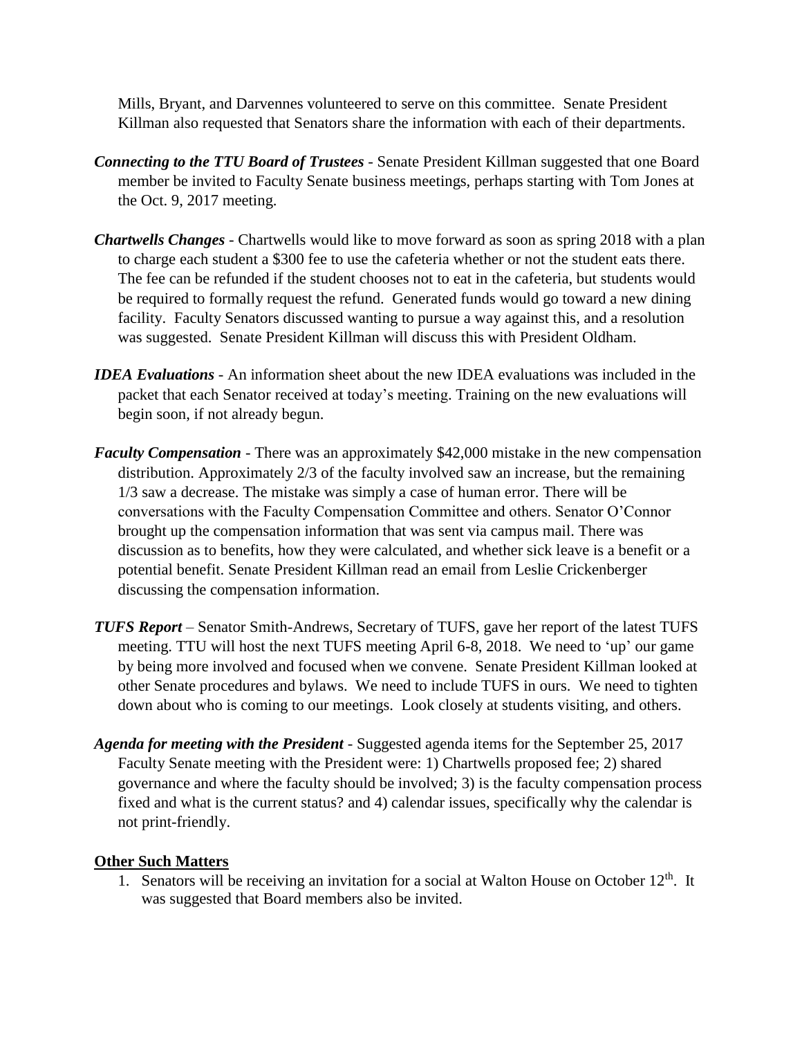Mills, Bryant, and Darvennes volunteered to serve on this committee. Senate President Killman also requested that Senators share the information with each of their departments.

***Connecting to the TTU Board of Trustees*** - Senate President Killman suggested that one Board member be invited to Faculty Senate business meetings, perhaps starting with Tom Jones at the Oct. 9, 2017 meeting.

***Chartwells Changes*** - Chartwells would like to move forward as soon as spring 2018 with a plan to charge each student a $300 fee to use the cafeteria whether or not the student eats there. The fee can be refunded if the student chooses not to eat in the cafeteria, but students would be required to formally request the refund. Generated funds would go toward a new dining facility. Faculty Senators discussed wanting to pursue a way against this, and a resolution was suggested. Senate President Killman will discuss this with President Oldham.

***IDEA Evaluations*** - An information sheet about the new IDEA evaluations was included in the packet that each Senator received at today's meeting. Training on the new evaluations will begin soon, if not already begun.

***Faculty Compensation*** - There was an approximately $42,000 mistake in the new compensation distribution. Approximately 2/3 of the faculty involved saw an increase, but the remaining 1/3 saw a decrease. The mistake was simply a case of human error. There will be conversations with the Faculty Compensation Committee and others. Senator O'Connor brought up the compensation information that was sent via campus mail. There was discussion as to benefits, how they were calculated, and whether sick leave is a benefit or a potential benefit. Senate President Killman read an email from Leslie Crickenberger discussing the compensation information.

***TUFS Report*** – Senator Smith-Andrews, Secretary of TUFS, gave her report of the latest TUFS meeting. TTU will host the next TUFS meeting April 6-8, 2018. We need to 'up' our game by being more involved and focused when we convene. Senate President Killman looked at other Senate procedures and bylaws. We need to include TUFS in ours. We need to tighten down about who is coming to our meetings. Look closely at students visiting, and others.

***Agenda for meeting with the President*** - Suggested agenda items for the September 25, 2017 Faculty Senate meeting with the President were: 1) Chartwells proposed fee; 2) shared governance and where the faculty should be involved; 3) is the faculty compensation process fixed and what is the current status? and 4) calendar issues, specifically why the calendar is not print-friendly.

**Other Such Matters**

1. Senators will be receiving an invitation for a social at Walton House on October 12th. It was suggested that Board members also be invited.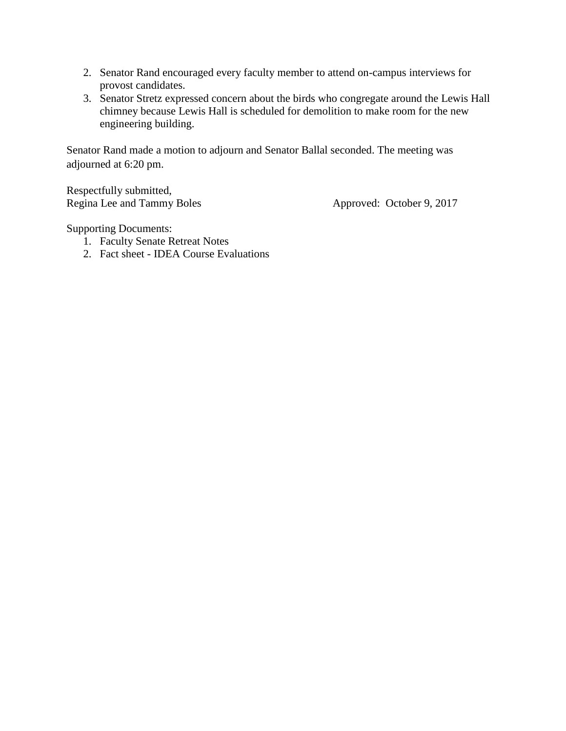2. Senator Rand encouraged every faculty member to attend on-campus interviews for provost candidates.
3. Senator Stretz expressed concern about the birds who congregate around the Lewis Hall chimney because Lewis Hall is scheduled for demolition to make room for the new engineering building.

Senator Rand made a motion to adjourn and Senator Ballal seconded. The meeting was adjourned at 6:20 pm.

Respectfully submitted,
Regina Lee and Tammy Boles

Approved: October 9, 2017

Supporting Documents:

1. Faculty Senate Retreat Notes
2. Fact sheet - IDEA Course Evaluations